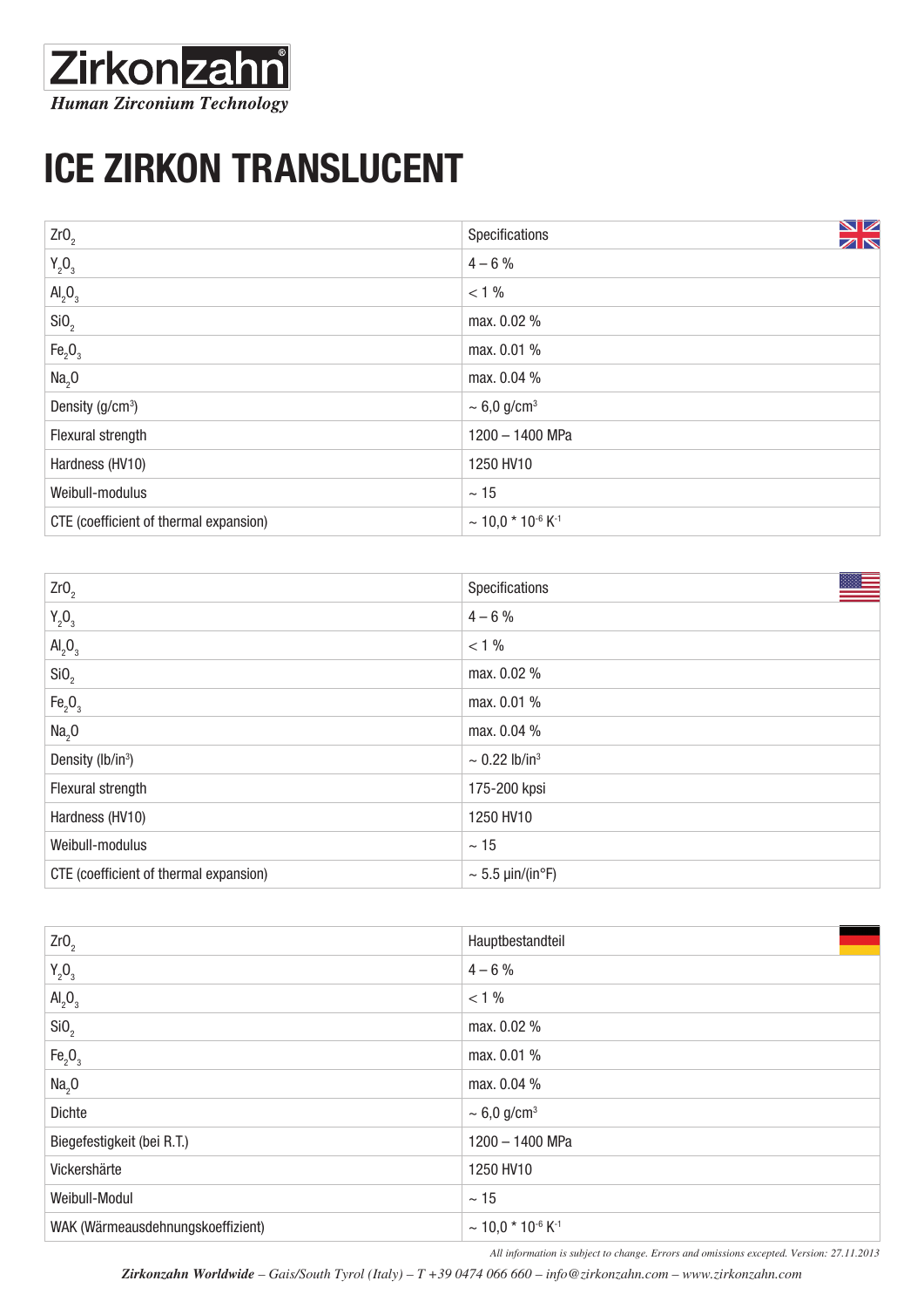Zirkonzahn

*Human Zirconium Technology*

# ICE ZIRKON TRANSLUCENT

| $ZrO_2$ | Specifications |
|---|---|
| $Y_2O_3$ | 4 – 6 % |
| $Al_2O_3$ | < 1 % |
| $SiO_2$ | max. 0.02 % |
| $Fe_2O_3$ | max. 0.01 % |
| $Na_2O$ | max. 0.04 % |
| Density ($g/cm^3$) | ~ 6,0 $g/cm^3$ |
| Flexural strength | 1200 – 1400 MPa |
| Hardness (HV10) | 1250 HV10 |
| Weibull-modulus | ~ 15 |
| CTE (coefficient of thermal expansion) | ~ $10{,}0 * 10^{-6} K^{-1}$ |

| $ZrO_2$ | Specifications |
|---|---|
| $Y_2O_3$ | 4 – 6 % |
| $Al_2O_3$ | < 1 % |
| $SiO_2$ | max. 0.02 % |
| $Fe_2O_3$ | max. 0.01 % |
| $Na_2O$ | max. 0.04 % |
| Density ($lb/in^3$) | ~ 0.22 $lb/in^3$ |
| Flexural strength | 175-200 kpsi |
| Hardness (HV10) | 1250 HV10 |
| Weibull-modulus | ~ 15 |
| CTE (coefficient of thermal expansion) | ~ 5.5 µin/(in°F) |

| $ZrO_2$ | Hauptbestandteil |
|---|---|
| $Y_2O_3$ | 4 – 6 % |
| $Al_2O_3$ | < 1 % |
| $SiO_2$ | max. 0.02 % |
| $Fe_2O_3$ | max. 0.01 % |
| $Na_2O$ | max. 0.04 % |
| Dichte | ~ 6,0 $g/cm^3$ |
| Biegefestigkeit (bei R.T.) | 1200 – 1400 MPa |
| Vickershärte | 1250 HV10 |
| Weibull-Modul | ~ 15 |
| WAK (Wärmeausdehnungskoeffizient) | ~ $10{,}0 * 10^{-6} K^{-1}$ |

*All information is subject to change. Errors and omissions excepted. Version: 27.11.2013*

***Zirkonzahn Worldwide** – Gais/South Tyrol (Italy) – T +39 0474 066 660 – info@zirkonzahn.com – www.zirkonzahn.com*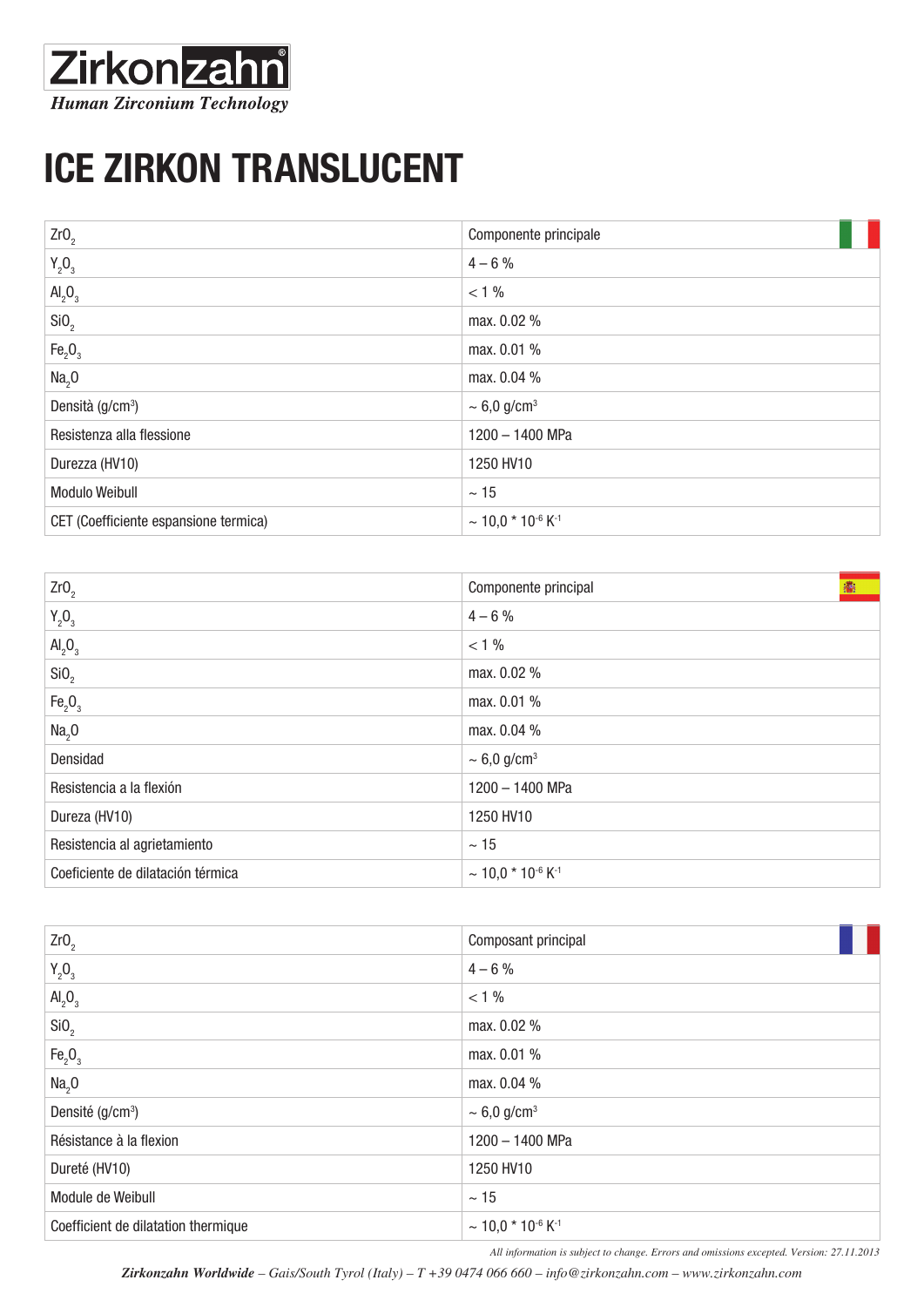# ICE ZIRKON TRANSLUCENT

| | |
|---|---|
| $ZrO_2$ | Componente principale |
| $Y_2O_3$ | 4 – 6 % |
| $Al_2O_3$ | < 1 % |
| $SiO_2$ | max. 0.02 % |
| $Fe_2O_3$ | max. 0.01 % |
| $Na_2O$ | max. 0.04 % |
| Densità (g/cm³) | ~ 6,0 g/cm³ |
| Resistenza alla flessione | 1200 – 1400 MPa |
| Durezza (HV10) | 1250 HV10 |
| Modulo Weibull | ~ 15 |
| CET (Coefficiente espansione termica) | ~ $10,0 * 10^{-6} K^{-1}$ |

| | |
|---|---|
| $ZrO_2$ | Componente principal |
| $Y_2O_3$ | 4 – 6 % |
| $Al_2O_3$ | < 1 % |
| $SiO_2$ | max. 0.02 % |
| $Fe_2O_3$ | max. 0.01 % |
| $Na_2O$ | max. 0.04 % |
| Densidad | ~ 6,0 g/cm³ |
| Resistencia a la flexión | 1200 – 1400 MPa |
| Dureza (HV10) | 1250 HV10 |
| Resistencia al agrietamiento | ~ 15 |
| Coeficiente de dilatación térmica | ~ $10,0 * 10^{-6} K^{-1}$ |

| | |
|---|---|
| $ZrO_2$ | Composant principal |
| $Y_2O_3$ | 4 – 6 % |
| $Al_2O_3$ | < 1 % |
| $SiO_2$ | max. 0.02 % |
| $Fe_2O_3$ | max. 0.01 % |
| $Na_2O$ | max. 0.04 % |
| Densité (g/cm³) | ~ 6,0 g/cm³ |
| Résistance à la flexion | 1200 – 1400 MPa |
| Dureté (HV10) | 1250 HV10 |
| Module de Weibull | ~ 15 |
| Coefficient de dilatation thermique | ~ $10,0 * 10^{-6} K^{-1}$ |

*All information is subject to change. Errors and omissions excepted. Version: 27.11.2013*

***Zirkonzahn Worldwide** – Gais/South Tyrol (Italy) – T +39 0474 066 660 – info@zirkonzahn.com – www.zirkonzahn.com*